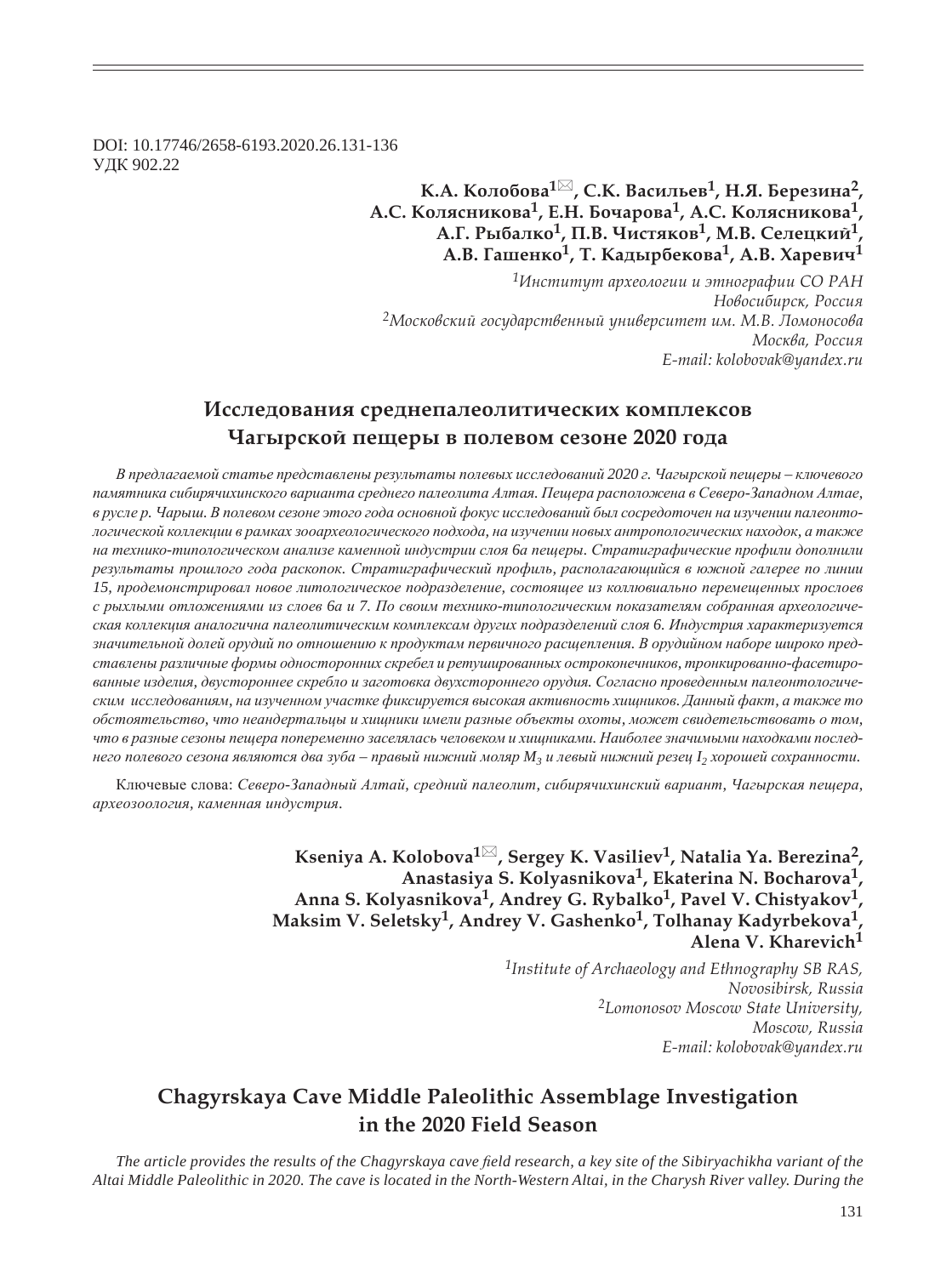DOI: 10.17746/2658-6193.2020.26.131-136
УДК 902.22

**К.А. Колобова[1]✉, С.К. Васильев[1], Н.Я. Березина[2], А.С. Колясникова[1], Е.Н. Бочарова[1], А.С. Колясникова[1], А.Г. Рыбалко[1], П.В. Чистяков[1], М.В. Селецкий[1], А.В. Гашенко[1], Т. Кадырбекова[1], А.В. Харевич[1]**

*[1]Институт археологии и этнографии СО РАН*
*Новосибирск, Россия*
*[2]Московский государственный университет им. М.В. Ломоносова*
*Москва, Россия*
*E-mail: kolobovak@yandex.ru*

# Исследования среднепалеолитических комплексов Чагырской пещеры в полевом сезоне 2020 года

*В предлагаемой статье представлены результаты полевых исследований 2020 г. Чагырской пещеры – ключевого памятника сибирячихинского варианта среднего палеолита Алтая. Пещера расположена в Северо-Западном Алтае, в русле р. Чарыш. В полевом сезоне этого года основной фокус исследований был сосредоточен на изучении палеонтологической коллекции в рамках зооархеологического подхода, на изучении новых антропологических находок, а также на технико-типологическом анализе каменной индустрии слоя 6а пещеры. Стратиграфические профили дополнили результаты прошлого года раскопок. Стратиграфический профиль, располагающийся в южной галерее по линии 15, продемонстрировал новое литологическое подразделение, состоящее из коллювиально перемещенных прослоев с рыхлыми отложениями из слоев 6а и 7. По своим технико-типологическим показателям собранная археологическая коллекция аналогична палеолитическим комплексам других подразделений слоя 6. Индустрия характеризуется значительной долей орудий по отношению к продуктам первичного расщепления. В орудийном наборе широко представлены различные формы односторонних скребел и ретушированных остроконечников, тронкированно-фасетированные изделия, двустороннее скребло и заготовка двухстороннего орудия. Согласно проведенным палеонтологическим исследованиям, на изученном участке фиксируется высокая активность хищников. Данный факт, а также то обстоятельство, что неандертальцы и хищники имели разные объекты охоты, может свидетельствовать о том, что в разные сезоны пещера попеременно заселялась человеком и хищниками. Наиболее значимыми находками последнего полевого сезона являются два зуба – правый нижний моляр $M_3$ и левый нижний резец $I_2$ хорошей сохранности.*

Ключевые слова: *Северо-Западный Алтай, средний палеолит, сибирячихинский вариант, Чагырская пещера, археозоология, каменная индустрия.*

**Kseniya A. Kolobova[1]✉, Sergey K. Vasiliev[1], Natalia Ya. Berezina[2], Anastasiya S. Kolyasnikova[1], Ekaterina N. Bocharova[1], Anna S. Kolyasnikova[1], Andrey G. Rybalko[1], Pavel V. Chistyakov[1], Maksim V. Seletsky[1], Andrey V. Gashenko[1], Tolhanay Kadyrbekova[1], Alena V. Kharevich[1]**

*[1]Institute of Archaeology and Ethnography SB RAS,*
*Novosibirsk, Russia*
*[2]Lomonosov Moscow State University,*
*Moscow, Russia*
*E-mail: kolobovak@yandex.ru*

# Chagyrskaya Cave Middle Paleolithic Assemblage Investigation in the 2020 Field Season

*The article provides the results of the Chagyrskaya cave field research, a key site of the Sibiryachikha variant of the Altai Middle Paleolithic in 2020. The cave is located in the North-Western Altai, in the Charysh River valley. During the*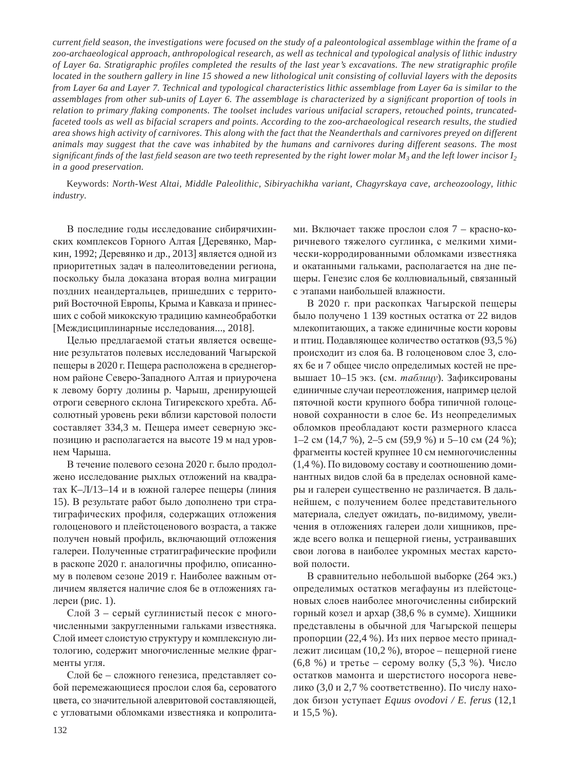*current field season, the investigations were focused on the study of a paleontological assemblage within the frame of a zoo-archaeological approach, anthropological research, as well as technical and typological analysis of lithic industry of Layer 6a. Stratigraphic profiles completed the results of the last year's excavations. The new stratigraphic profile located in the southern gallery in line 15 showed a new lithological unit consisting of colluvial layers with the deposits from Layer 6a and Layer 7. Technical and typological characteristics lithic assemblage from Layer 6a is similar to the assemblages from other sub-units of Layer 6. The assemblage is characterized by a significant proportion of tools in relation to primary flaking components. The toolset includes various unifacial scrapers, retouched points, truncated-faceted tools as well as bifacial scrapers and points. According to the zoo-archaeological research results, the studied area shows high activity of carnivores. This along with the fact that the Neanderthals and carnivores preyed on different animals may suggest that the cave was inhabited by the humans and carnivores during different seasons. The most significant finds of the last field season are two teeth represented by the right lower molar $M_3$ and the left lower incisor $I_2$ in a good preservation.*

Keywords: *North-West Altai, Middle Paleolithic, Sibiryachikha variant, Chagyrskaya cave, archeozoology, lithic industry.*

В последние годы исследование сибирячихинских комплексов Горного Алтая [Деревянко, Маркин, 1992; Деревянко и др., 2013] является одной из приоритетных задач в палеолитоведении региона, поскольку была доказана вторая волна миграции поздних неандертальцев, пришедших с территорий Восточной Европы, Крыма и Кавказа и принесших с собой микокскую традицию камнеобработки [Междисциплинарные исследования..., 2018].

Целью предлагаемой статьи является освещение результатов полевых исследований Чагырской пещеры в 2020 г. Пещера расположена в среднегорном районе Северо-Западного Алтая и приурочена к левому борту долины р. Чарыш, дренирующей отроги северного склона Тигирекского хребта. Абсолютный уровень реки вблизи карстовой полости составляет 334,3 м. Пещера имеет северную экспозицию и располагается на высоте 19 м над уровнем Чарыша.

В течение полевого сезона 2020 г. было продолжено исследование рыхлых отложений на квадратах К–Л/13–14 и в южной галерее пещеры (линия 15). В результате работ было дополнено три стратиграфических профиля, содержащих отложения голоценового и плейстоценового возраста, а также получен новый профиль, включающий отложения галереи. Полученные стратиграфические профили в раскопе 2020 г. аналогичны профилю, описанному в полевом сезоне 2019 г. Наиболее важным отличием является наличие слоя 6е в отложениях галереи (рис. 1).

Слой 3 – серый суглинистый песок с многочисленными закругленными гальками известняка. Слой имеет слоистую структуру и комплексную литологию, содержит многочисленные мелкие фрагменты угля.

Слой 6е – сложного генезиса, представляет собой перемежающиеся прослои слоя 6а, сероватого цвета, со значительной алевритовой составляющей, с угловатыми обломками известняка и копролитами. Включает также прослои слоя 7 – красно-коричневого тяжелого суглинка, с мелкими химически-корродированными обломками известняка и окатанными гальками, располагается на дне пещеры. Генезис слоя 6е коллювиальный, связанный с этапами наибольшей влажности.

В 2020 г. при раскопках Чагырской пещеры было получено 1 139 костных остатка от 22 видов млекопитающих, а также единичные кости коровы и птиц. Подавляющее количество остатков (93,5 %) происходит из слоя 6а. В голоценовом слое 3, слоях 6е и 7 общее число определимых костей не превышает 10–15 экз. (см. *таблицу*). Зафиксированы единичные случаи переотложения, например целой пяточной кости крупного бобра типичной голоценовой сохранности в слое 6е. Из неопределимых обломков преобладают кости размерного класса 1–2 см (14,7 %), 2–5 см (59,9 %) и 5–10 см (24 %); фрагменты костей крупнее 10 см немногочисленны (1,4 %). По видовому составу и соотношению доминантных видов слой 6а в пределах основной камеры и галереи существенно не различается. В дальнейшем, с получением более представительного материала, следует ожидать, по-видимому, увеличения в отложениях галереи доли хищников, прежде всего волка и пещерной гиены, устраивавших свои логова в наиболее укромных местах карстовой полости.

В сравнительно небольшой выборке (264 экз.) определимых остатков мегафауны из плейстоценовых слоев наиболее многочисленны сибирский горный козел и архар (38,6 % в сумме). Хищники представлены в обычной для Чагырской пещеры пропорции (22,4 %). Из них первое место принадлежит лисицам (10,2 %), второе – пещерной гиене (6,8 %) и третье – серому волку (5,3 %). Число остатков мамонта и шерстистого носорога невелико (3,0 и 2,7 % соответственно). По числу находок бизон уступает *Equus ovodovi / E. ferus* (12,1 и 15,5 %).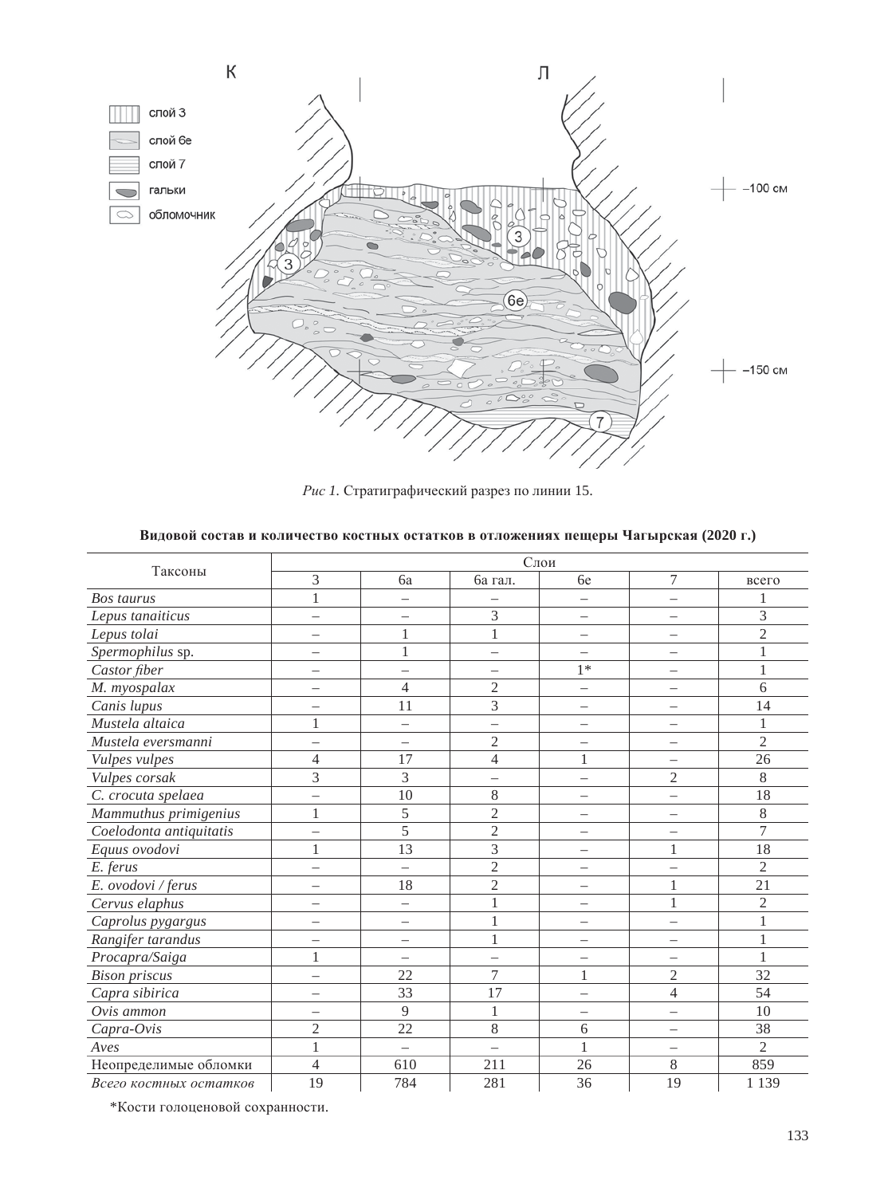*Рис 1.* Стратиграфический разрез по линии 15.

**Видовой состав и количество костных остатков в отложениях пещеры Чагырская (2020 г.)**

| Таксоны | Слои | | | | | |
|---|---|---|---|---|---|---|
| | 3 | 6а | 6а гал. | 6е | 7 | всего |
| *Bos taurus* | 1 | – | – | – | – | 1 |
| *Lepus tanaiticus* | – | – | 3 | – | – | 3 |
| *Lepus tolai* | – | 1 | 1 | – | – | 2 |
| *Spermophilus* sp. | – | 1 | – | – | – | 1 |
| *Castor fiber* | – | – | – | 1* | – | 1 |
| *M. myospalax* | – | 4 | 2 | – | – | 6 |
| *Canis lupus* | – | 11 | 3 | – | – | 14 |
| *Mustela altaica* | 1 | – | – | – | – | 1 |
| *Mustela eversmanni* | – | – | 2 | – | – | 2 |
| *Vulpes vulpes* | 4 | 17 | 4 | 1 | – | 26 |
| *Vulpes corsak* | 3 | 3 | – | – | 2 | 8 |
| *C. crocuta spelaea* | – | 10 | 8 | – | – | 18 |
| *Mammuthus primigenius* | 1 | 5 | 2 | – | – | 8 |
| *Coelodonta antiquitatis* | – | 5 | 2 | – | – | 7 |
| *Equus ovodovi* | 1 | 13 | 3 | – | 1 | 18 |
| *E. ferus* | – | – | 2 | – | – | 2 |
| *E. ovodovi / ferus* | – | 18 | 2 | – | 1 | 21 |
| *Cervus elaphus* | – | – | 1 | – | 1 | 2 |
| *Caprolus pygargus* | – | – | 1 | – | – | 1 |
| *Rangifer tarandus* | – | – | 1 | – | – | 1 |
| *Procapra/Saiga* | 1 | – | – | – | – | 1 |
| *Bison priscus* | – | 22 | 7 | 1 | 2 | 32 |
| *Capra sibirica* | – | 33 | 17 | – | 4 | 54 |
| *Ovis ammon* | – | 9 | 1 | – | – | 10 |
| *Capra-Ovis* | 2 | 22 | 8 | 6 | – | 38 |
| *Aves* | 1 | – | – | 1 | – | 2 |
| Неопределимые обломки | 4 | 610 | 211 | 26 | 8 | 859 |
| *Всего костных остатков* | 19 | 784 | 281 | 36 | 19 | 1 139 |

*Кости голоценовой сохранности.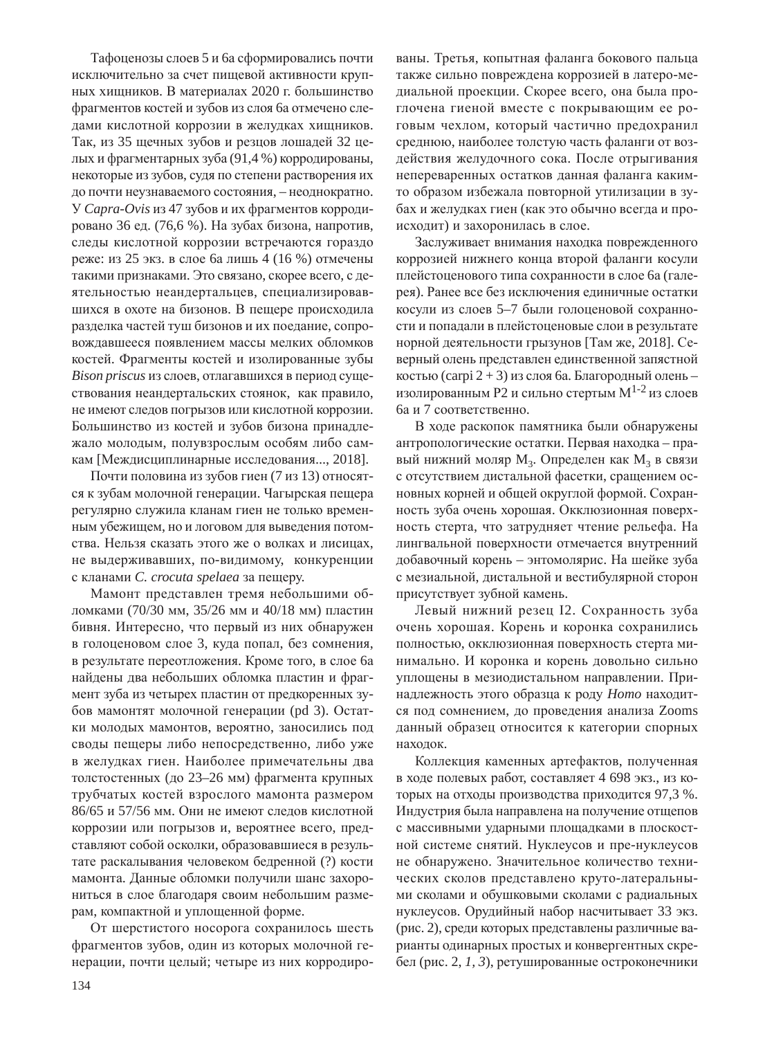Тафоценозы слоев 5 и 6а сформировались почти исключительно за счет пищевой активности крупных хищников. В материалах 2020 г. большинство фрагментов костей и зубов из слоя 6а отмечено следами кислотной коррозии в желудках хищников. Так, из 35 щечных зубов и резцов лошадей 32 целых и фрагментарных зуба (91,4 %) корродированы, некоторые из зубов, судя по степени растворения их до почти неузнаваемого состояния, – неоднократно. У *Capra-Ovis* из 47 зубов и их фрагментов корродировано 36 ед. (76,6 %). На зубах бизона, напротив, следы кислотной коррозии встречаются гораздо реже: из 25 экз. в слое 6а лишь 4 (16 %) отмечены такими признаками. Это связано, скорее всего, с деятельностью неандертальцев, специализировавшихся в охоте на бизонов. В пещере происходила разделка частей туш бизонов и их поедание, сопровождавшееся появлением массы мелких обломков костей. Фрагменты костей и изолированные зубы *Bison priscus* из слоев, отлагавшихся в период существования неандертальских стоянок, как правило, не имеют следов погрызов или кислотной коррозии. Большинство из костей и зубов бизона принадлежало молодым, полувзрослым особям либо самкам [Междисциплинарные исследования..., 2018].

Почти половина из зубов гиен (7 из 13) относятся к зубам молочной генерации. Чагырская пещера регулярно служила кланам гиен не только временным убежищем, но и логовом для выведения потомства. Нельзя сказать этого же о волках и лисицах, не выдерживавших, по-видимому, конкуренции с кланами *C. crocuta spelaea* за пещеру.

Мамонт представлен тремя небольшими обломками (70/30 мм, 35/26 мм и 40/18 мм) пластин бивня. Интересно, что первый из них обнаружен в голоценовом слое 3, куда попал, без сомнения, в результате переотложения. Кроме того, в слое 6а найдены два небольших обломка пластин и фрагмент зуба из четырех пластин от предкоренных зубов мамонтят молочной генерации (pd 3). Остатки молодых мамонтов, вероятно, заносились под своды пещеры либо непосредственно, либо уже в желудках гиен. Наиболее примечательны два толстостенных (до 23–26 мм) фрагмента крупных трубчатых костей взрослого мамонта размером 86/65 и 57/56 мм. Они не имеют следов кислотной коррозии или погрызов и, вероятнее всего, представляют собой осколки, образовавшиеся в результате раскалывания человеком бедренной (?) кости мамонта. Данные обломки получили шанс захорониться в слое благодаря своим небольшим размерам, компактной и уплощенной форме.

От шерстистого носорога сохранилось шесть фрагментов зубов, один из которых молочной генерации, почти целый; четыре из них корродированы. Третья, копытная фаланга бокового пальца также сильно повреждена коррозией в латеро-медиальной проекции. Скорее всего, она была проглочена гиеной вместе с покрывающим ее роговым чехлом, который частично предохранил среднюю, наиболее толстую часть фаланги от воздействия желудочного сока. После отрыгивания непереваренных остатков данная фаланга каким-то образом избежала повторной утилизации в зубах и желудках гиен (как это обычно всегда и происходит) и захоронилась в слое.

Заслуживает внимания находка поврежденного коррозией нижнего конца второй фаланги косули плейстоценового типа сохранности в слое 6а (галерея). Ранее все без исключения единичные остатки косули из слоев 5–7 были голоценовой сохранности и попадали в плейстоценовые слои в результате норной деятельности грызунов [Там же, 2018]. Северный олень представлен единственной запястной костью (carpi 2 + 3) из слоя 6а. Благородный олень – изолированным P2 и сильно стертым $M^{1-2}$ из слоев 6а и 7 соответственно.

В ходе раскопок памятника были обнаружены антропологические остатки. Первая находка – правый нижний моляр $M_3$. Определен как $M_3$ в связи с отсутствием дистальной фасетки, сращением основных корней и общей округлой формой. Сохранность зуба очень хорошая. Окклюзионная поверхность стерта, что затрудняет чтение рельефа. На лингвальной поверхности отмечается внутренний добавочный корень – энтомолярис. На шейке зуба с мезиальной, дистальной и вестибулярной сторон присутствует зубной камень.

Левый нижний резец I2. Сохранность зуба очень хорошая. Корень и коронка сохранились полностью, окклюзионная поверхность стерта минимально. И коронка и корень довольно сильно уплощены в мезиодистальном направлении. Принадлежность этого образца к роду *Homo* находится под сомнением, до проведения анализа Zooms данный образец относится к категории спорных находок.

Коллекция каменных артефактов, полученная в ходе полевых работ, составляет 4 698 экз., из которых на отходы производства приходится 97,3 %. Индустрия была направлена на получение отщепов с массивными ударными площадками в плоскостной системе снятий. Нуклеусов и пре-нуклеусов не обнаружено. Значительное количество технических сколов представлено круто-латеральными сколами и обушковыми сколами с радиальных нуклеусов. Орудийный набор насчитывает 33 экз. (рис. 2), среди которых представлены различные варианты одинарных простых и конвергентных скребел (рис. 2, *1*, *3*), ретушированные остроконечники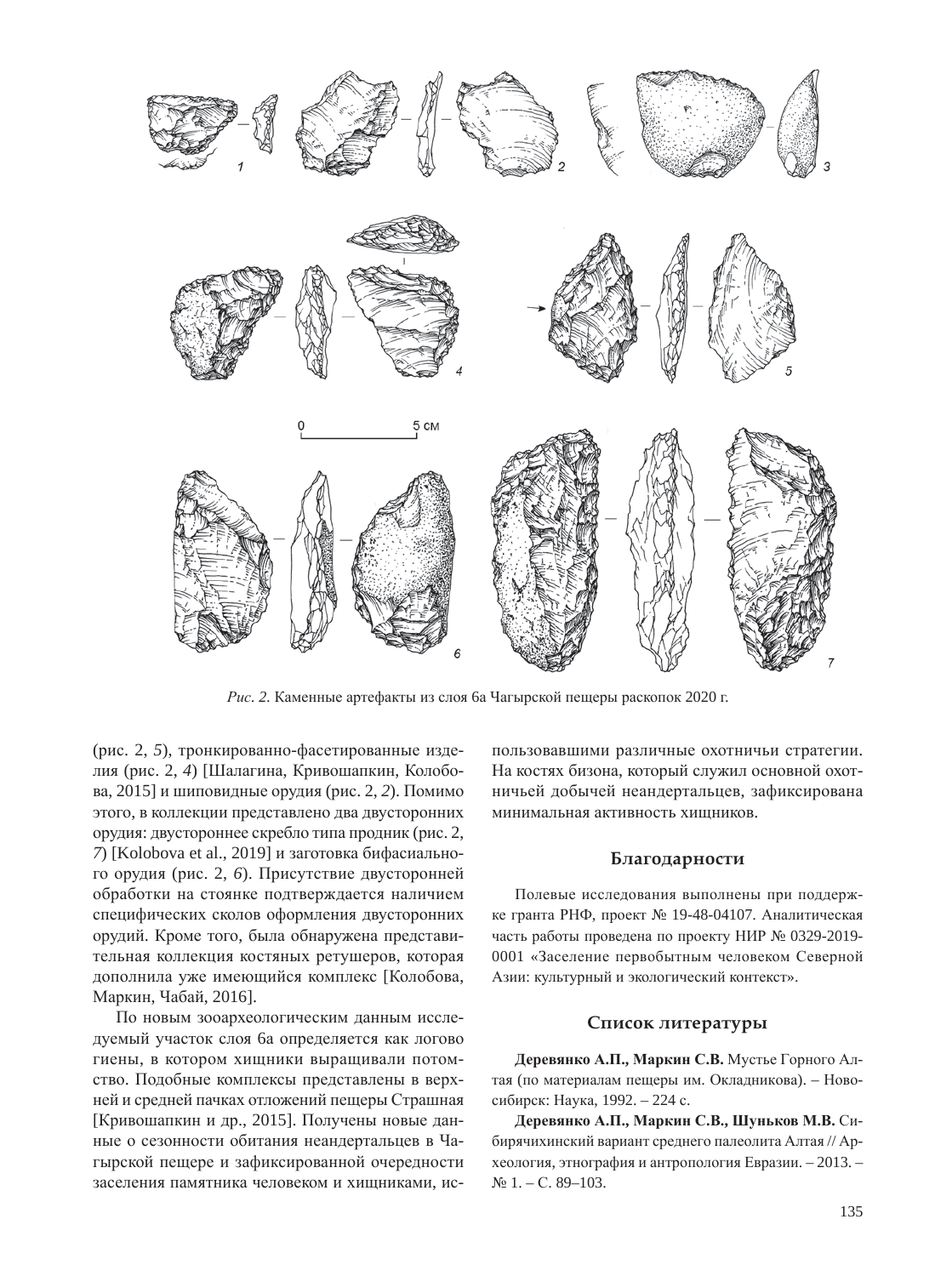*Рис. 2.* Каменные артефакты из слоя 6а Чагырской пещеры раскопок 2020 г.

(рис. 2, *5*), тронкированно-фасетированные изделия (рис. 2, *4*) [Шалагина, Кривошапкин, Колобова, 2015] и шиповидные орудия (рис. 2, *2*). Помимо этого, в коллекции представлено два двусторонних орудия: двустороннее скребло типа продник (рис. 2, *7*) [Kolobova et al., 2019] и заготовка бифасиального орудия (рис. 2, *6*). Присутствие двусторонней обработки на стоянке подтверждается наличием специфических сколов оформления двусторонних орудий. Кроме того, была обнаружена представительная коллекция костяных ретушеров, которая дополнила уже имеющийся комплекс [Колобова, Маркин, Чабай, 2016].

По новым зооархеологическим данным исследуемый участок слоя 6а определяется как логово гиены, в котором хищники выращивали потомство. Подобные комплексы представлены в верхней и средней пачках отложений пещеры Страшная [Кривошапкин и др., 2015]. Получены новые данные о сезонности обитания неандертальцев в Чагырской пещере и зафиксированной очередности заселения памятника человеком и хищниками, использовавшими различные охотничьи стратегии. На костях бизона, который служил основной охотничьей добычей неандертальцев, зафиксирована минимальная активность хищников.

## Благодарности

Полевые исследования выполнены при поддержке гранта РНФ, проект № 19-48-04107. Аналитическая часть работы проведена по проекту НИР № 0329-2019-0001 «Заселение первобытным человеком Северной Азии: культурный и экологический контекст».

## Список литературы

**Деревянко А.П., Маркин С.В.** Мустье Горного Алтая (по материалам пещеры им. Окладникова). – Новосибирск: Наука, 1992. – 224 с.

**Деревянко А.П., Маркин С.В., Шуньков М.В.** Сибирячихинский вариант среднего палеолита Алтая // Археология, этнография и антропология Евразии. – 2013. – № 1. – С. 89–103.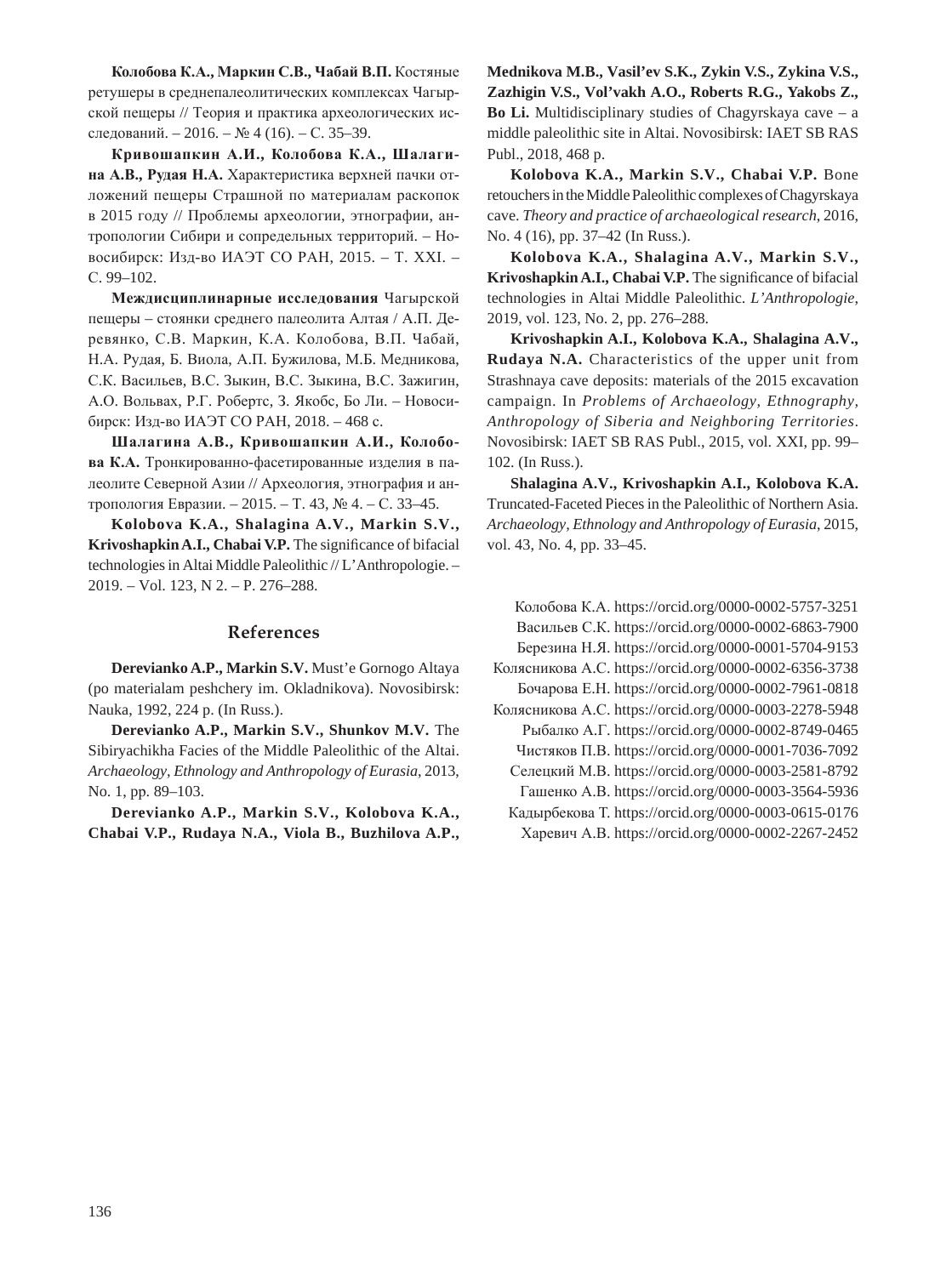**Колобова К.А., Маркин С.В., Чабай В.П.** Костяные ретушеры в среднепалеолитических комплексах Чагырской пещеры // Теория и практика археологических исследований. – 2016. – № 4 (16). – С. 35–39.

**Кривошапкин А.И., Колобова К.А., Шалагина А.В., Рудая Н.А.** Характеристика верхней пачки отложений пещеры Страшной по материалам раскопок в 2015 году // Проблемы археологии, этнографии, антропологии Сибири и сопредельных территорий. – Новосибирск: Изд-во ИАЭТ СО РАН, 2015. – Т. XXI. – С. 99–102.

**Междисциплинарные исследования** Чагырской пещеры – стоянки среднего палеолита Алтая / А.П. Деревянко, С.В. Маркин, К.А. Колобова, В.П. Чабай, Н.А. Рудая, Б. Виола, А.П. Бужилова, М.Б. Медникова, С.К. Васильев, В.С. Зыкин, В.С. Зыкина, В.С. Зажигин, А.О. Вольвах, Р.Г. Робертс, З. Якобс, Бо Ли. – Новосибирск: Изд-во ИАЭТ СО РАН, 2018. – 468 с.

**Шалагина А.В., Кривошапкин А.И., Колобова К.А.** Тронкированно-фасетированные изделия в палеолите Северной Азии // Археология, этнография и антропология Евразии. – 2015. – Т. 43, № 4. – С. 33–45.

**Kolobova K.A., Shalagina A.V., Markin S.V., Krivoshapkin A.I., Chabai V.P.** The significance of bifacial technologies in Altai Middle Paleolithic // L'Anthropologie. – 2019. – Vol. 123, N 2. – P. 276–288.

## References

**Derevianko A.P., Markin S.V.** Must'e Gornogo Altaya (po materialam peshchery im. Okladnikova). Novosibirsk: Nauka, 1992, 224 p. (In Russ.).

**Derevianko A.P., Markin S.V., Shunkov M.V.** The Sibiryachikha Facies of the Middle Paleolithic of the Altai. *Archaeology, Ethnology and Anthropology of Eurasia*, 2013, No. 1, pp. 89–103.

**Derevianko A.P., Markin S.V., Kolobova K.A., Chabai V.P., Rudaya N.A., Viola B., Buzhilova A.P., Mednikova M.B., Vasil'ev S.K., Zykin V.S., Zykina V.S., Zazhigin V.S., Vol'vakh A.O., Roberts R.G., Yakobs Z., Bo Li.** Multidisciplinary studies of Chagyrskaya cave – a middle paleolithic site in Altai. Novosibirsk: IAET SB RAS Publ., 2018, 468 p.

**Kolobova K.A., Markin S.V., Chabai V.P.** Bone retouchers in the Middle Paleolithic complexes of Chagyrskaya cave. *Theory and practice of archaeological research*, 2016, No. 4 (16), pp. 37–42 (In Russ.).

**Kolobova K.A., Shalagina A.V., Markin S.V., Krivoshapkin A.I., Chabai V.P.** The significance of bifacial technologies in Altai Middle Paleolithic. *L'Anthropologie*, 2019, vol. 123, No. 2, pp. 276–288.

**Krivoshapkin A.I., Kolobova K.A., Shalagina A.V., Rudaya N.A.** Characteristics of the upper unit from Strashnaya cave deposits: materials of the 2015 excavation campaign. In *Problems of Archaeology, Ethnography, Anthropology of Siberia and Neighboring Territories*. Novosibirsk: IAET SB RAS Publ., 2015, vol. XXI, pp. 99–102. (In Russ.).

**Shalagina A.V., Krivoshapkin A.I., Kolobova K.A.** Truncated-Faceted Pieces in the Paleolithic of Northern Asia. *Archaeology, Ethnology and Anthropology of Eurasia*, 2015, vol. 43, No. 4, pp. 33–45.

Колобова К.А. https://orcid.org/0000-0002-5757-3251
Васильев С.К. https://orcid.org/0000-0002-6863-7900
Березина Н.Я. https://orcid.org/0000-0001-5704-9153
Колясникова А.С. https://orcid.org/0000-0002-6356-3738
Бочарова Е.Н. https://orcid.org/0000-0002-7961-0818
Колясникова А.С. https://orcid.org/0000-0003-2278-5948
Рыбалко А.Г. https://orcid.org/0000-0002-8749-0465
Чистяков П.В. https://orcid.org/0000-0001-7036-7092
Селецкий М.В. https://orcid.org/0000-0003-2581-8792
Гашенко А.В. https://orcid.org/0000-0003-3564-5936
Кадырбекова Т. https://orcid.org/0000-0003-0615-0176
Харевич А.В. https://orcid.org/0000-0002-2267-2452